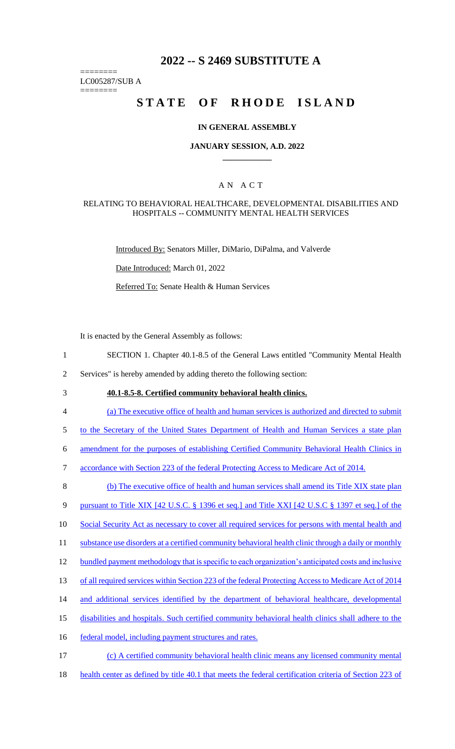# 2022 -- S 2469 SUBSTITUTE A

========
LC005287/SUB A
========

# STATE OF RHODE ISLAND

### IN GENERAL ASSEMBLY

### JANUARY SESSION, A.D. 2022

## A N A C T

### RELATING TO BEHAVIORAL HEALTHCARE, DEVELOPMENTAL DISABILITIES AND HOSPITALS -- COMMUNITY MENTAL HEALTH SERVICES

Introduced By: Senators Miller, DiMario, DiPalma, and Valverde

Date Introduced: March 01, 2022

Referred To: Senate Health & Human Services

It is enacted by the General Assembly as follows:

1 SECTION 1. Chapter 40.1-8.5 of the General Laws entitled "Community Mental Health
2 Services" is hereby amended by adding thereto the following section:
3 **40.1-8.5-8. Certified community behavioral health clinics.**
4 (a) The executive office of health and human services is authorized and directed to submit
5 to the Secretary of the United States Department of Health and Human Services a state plan
6 amendment for the purposes of establishing Certified Community Behavioral Health Clinics in
7 accordance with Section 223 of the federal Protecting Access to Medicare Act of 2014.
8 (b) The executive office of health and human services shall amend its Title XIX state plan
9 pursuant to Title XIX [42 U.S.C. § 1396 et seq.] and Title XXI [42 U.S.C § 1397 et seq.] of the
10 Social Security Act as necessary to cover all required services for persons with mental health and
11 substance use disorders at a certified community behavioral health clinic through a daily or monthly
12 bundled payment methodology that is specific to each organization's anticipated costs and inclusive
13 of all required services within Section 223 of the federal Protecting Access to Medicare Act of 2014
14 and additional services identified by the department of behavioral healthcare, developmental
15 disabilities and hospitals. Such certified community behavioral health clinics shall adhere to the
16 federal model, including payment structures and rates.
17 (c) A certified community behavioral health clinic means any licensed community mental
18 health center as defined by title 40.1 that meets the federal certification criteria of Section 223 of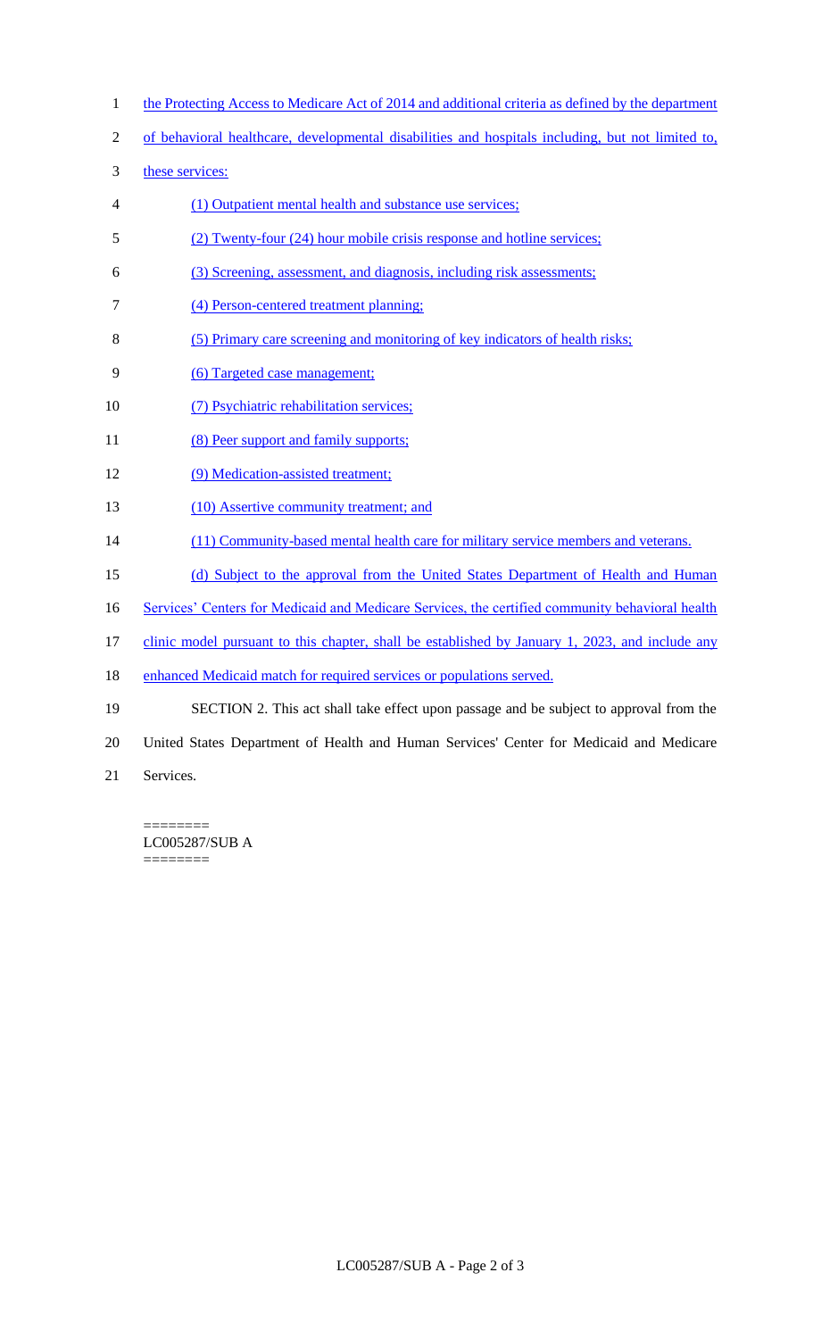the Protecting Access to Medicare Act of 2014 and additional criteria as defined by the department of behavioral healthcare, developmental disabilities and hospitals including, but not limited to, these services:

(1) Outpatient mental health and substance use services;

(2) Twenty-four (24) hour mobile crisis response and hotline services;

(3) Screening, assessment, and diagnosis, including risk assessments;

(4) Person-centered treatment planning;

(5) Primary care screening and monitoring of key indicators of health risks;

(6) Targeted case management;

(7) Psychiatric rehabilitation services;

(8) Peer support and family supports;

(9) Medication-assisted treatment;

(10) Assertive community treatment; and

(11) Community-based mental health care for military service members and veterans.

(d) Subject to the approval from the United States Department of Health and Human Services' Centers for Medicaid and Medicare Services, the certified community behavioral health clinic model pursuant to this chapter, shall be established by January 1, 2023, and include any enhanced Medicaid match for required services or populations served.

SECTION 2. This act shall take effect upon passage and be subject to approval from the United States Department of Health and Human Services' Center for Medicaid and Medicare Services.

========
LC005287/SUB A
========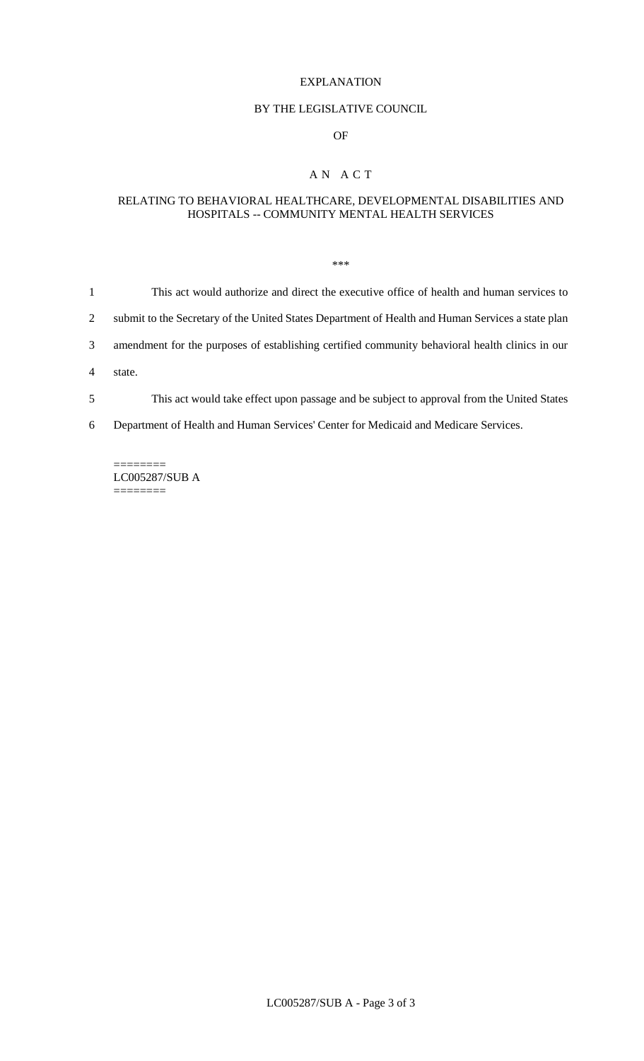EXPLANATION

BY THE LEGISLATIVE COUNCIL

OF

# A N  A C T

RELATING TO BEHAVIORAL HEALTHCARE, DEVELOPMENTAL DISABILITIES AND HOSPITALS -- COMMUNITY MENTAL HEALTH SERVICES

\*\*\*

1 This act would authorize and direct the executive office of health and human services to
2 submit to the Secretary of the United States Department of Health and Human Services a state plan
3 amendment for the purposes of establishing certified community behavioral health clinics in our
4 state.
5 This act would take effect upon passage and be subject to approval from the United States
6 Department of Health and Human Services' Center for Medicaid and Medicare Services.

========
LC005287/SUB A
========